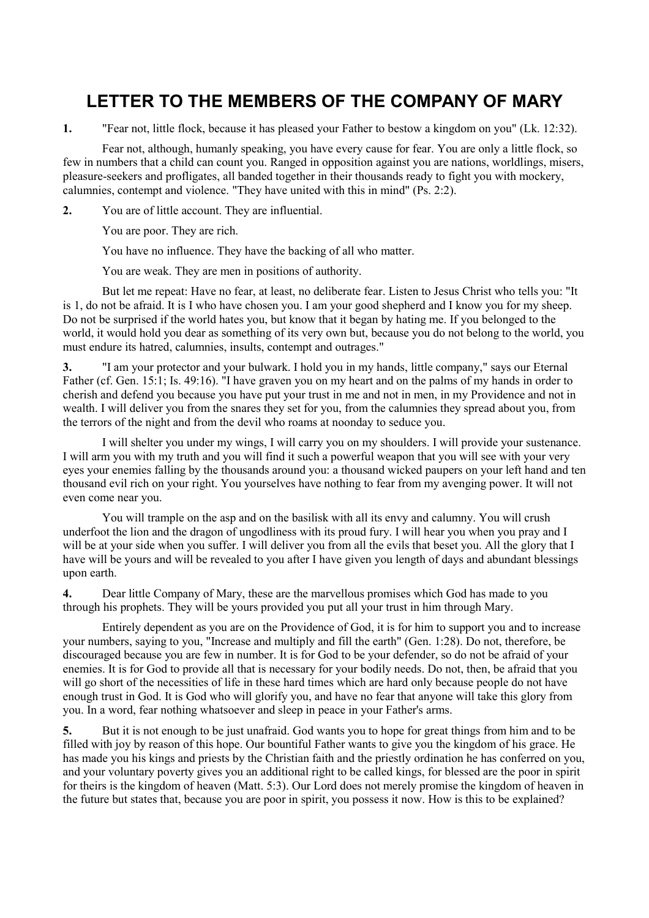# LETTER TO THE MEMBERS OF THE COMPANY OF MARY

**1.** "Fear not, little flock, because it has pleased your Father to bestow a kingdom on you" (Lk. 12:32).

Fear not, although, humanly speaking, you have every cause for fear. You are only a little flock, so few in numbers that a child can count you. Ranged in opposition against you are nations, worldlings, misers, pleasure-seekers and profligates, all banded together in their thousands ready to fight you with mockery, calumnies, contempt and violence. "They have united with this in mind" (Ps. 2:2).

**2.** You are of little account. They are influential.

You are poor. They are rich.

You have no influence. They have the backing of all who matter.

You are weak. They are men in positions of authority.

But let me repeat: Have no fear, at least, no deliberate fear. Listen to Jesus Christ who tells you: "It is 1, do not be afraid. It is I who have chosen you. I am your good shepherd and I know you for my sheep. Do not be surprised if the world hates you, but know that it began by hating me. If you belonged to the world, it would hold you dear as something of its very own but, because you do not belong to the world, you must endure its hatred, calumnies, insults, contempt and outrages."

**3.** "I am your protector and your bulwark. I hold you in my hands, little company," says our Eternal Father (cf. Gen. 15:1; Is. 49:16). "I have graven you on my heart and on the palms of my hands in order to cherish and defend you because you have put your trust in me and not in men, in my Providence and not in wealth. I will deliver you from the snares they set for you, from the calumnies they spread about you, from the terrors of the night and from the devil who roams at noonday to seduce you.

I will shelter you under my wings, I will carry you on my shoulders. I will provide your sustenance. I will arm you with my truth and you will find it such a powerful weapon that you will see with your very eyes your enemies falling by the thousands around you: a thousand wicked paupers on your left hand and ten thousand evil rich on your right. You yourselves have nothing to fear from my avenging power. It will not even come near you.

You will trample on the asp and on the basilisk with all its envy and calumny. You will crush underfoot the lion and the dragon of ungodliness with its proud fury. I will hear you when you pray and I will be at your side when you suffer. I will deliver you from all the evils that beset you. All the glory that I have will be yours and will be revealed to you after I have given you length of days and abundant blessings upon earth.

**4.** Dear little Company of Mary, these are the marvellous promises which God has made to you through his prophets. They will be yours provided you put all your trust in him through Mary.

Entirely dependent as you are on the Providence of God, it is for him to support you and to increase your numbers, saying to you, "Increase and multiply and fill the earth" (Gen. 1:28). Do not, therefore, be discouraged because you are few in number. It is for God to be your defender, so do not be afraid of your enemies. It is for God to provide all that is necessary for your bodily needs. Do not, then, be afraid that you will go short of the necessities of life in these hard times which are hard only because people do not have enough trust in God. It is God who will glorify you, and have no fear that anyone will take this glory from you. In a word, fear nothing whatsoever and sleep in peace in your Father's arms.

**5.** But it is not enough to be just unafraid. God wants you to hope for great things from him and to be filled with joy by reason of this hope. Our bountiful Father wants to give you the kingdom of his grace. He has made you his kings and priests by the Christian faith and the priestly ordination he has conferred on you, and your voluntary poverty gives you an additional right to be called kings, for blessed are the poor in spirit for theirs is the kingdom of heaven (Matt. 5:3). Our Lord does not merely promise the kingdom of heaven in the future but states that, because you are poor in spirit, you possess it now. How is this to be explained?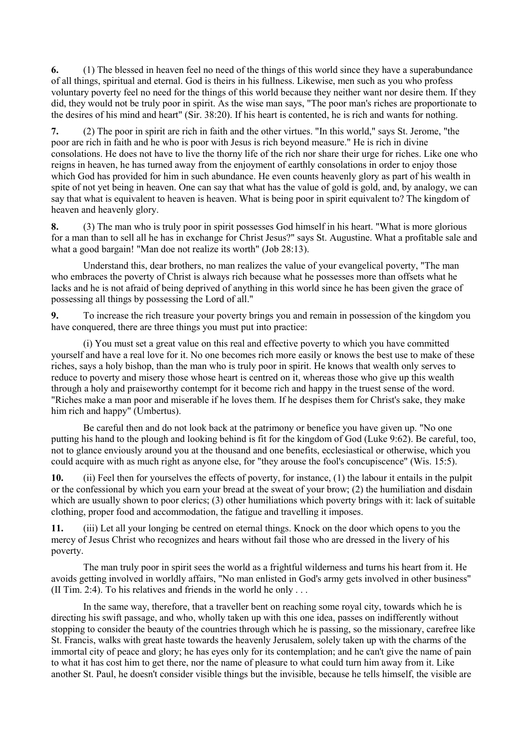**6.** (1) The blessed in heaven feel no need of the things of this world since they have a superabundance of all things, spiritual and eternal. God is theirs in his fullness. Likewise, men such as you who profess voluntary poverty feel no need for the things of this world because they neither want nor desire them. If they did, they would not be truly poor in spirit. As the wise man says, "The poor man's riches are proportionate to the desires of his mind and heart" (Sir. 38:20). If his heart is contented, he is rich and wants for nothing.

**7.** (2) The poor in spirit are rich in faith and the other virtues. "In this world," says St. Jerome, "the poor are rich in faith and he who is poor with Jesus is rich beyond measure." He is rich in divine consolations. He does not have to live the thorny life of the rich nor share their urge for riches. Like one who reigns in heaven, he has turned away from the enjoyment of earthly consolations in order to enjoy those which God has provided for him in such abundance. He even counts heavenly glory as part of his wealth in spite of not yet being in heaven. One can say that what has the value of gold is gold, and, by analogy, we can say that what is equivalent to heaven is heaven. What is being poor in spirit equivalent to? The kingdom of heaven and heavenly glory.

**8.** (3) The man who is truly poor in spirit possesses God himself in his heart. "What is more glorious for a man than to sell all he has in exchange for Christ Jesus?" says St. Augustine. What a profitable sale and what a good bargain! "Man doe not realize its worth" (Job 28:13).

Understand this, dear brothers, no man realizes the value of your evangelical poverty, "The man who embraces the poverty of Christ is always rich because what he possesses more than offsets what he lacks and he is not afraid of being deprived of anything in this world since he has been given the grace of possessing all things by possessing the Lord of all."

**9.** To increase the rich treasure your poverty brings you and remain in possession of the kingdom you have conquered, there are three things you must put into practice:

(i) You must set a great value on this real and effective poverty to which you have committed yourself and have a real love for it. No one becomes rich more easily or knows the best use to make of these riches, says a holy bishop, than the man who is truly poor in spirit. He knows that wealth only serves to reduce to poverty and misery those whose heart is centred on it, whereas those who give up this wealth through a holy and praiseworthy contempt for it become rich and happy in the truest sense of the word. "Riches make a man poor and miserable if he loves them. If he despises them for Christ's sake, they make him rich and happy" (Umbertus).

Be careful then and do not look back at the patrimony or benefice you have given up. "No one putting his hand to the plough and looking behind is fit for the kingdom of God (Luke 9:62). Be careful, too, not to glance enviously around you at the thousand and one benefits, ecclesiastical or otherwise, which you could acquire with as much right as anyone else, for "they arouse the fool's concupiscence" (Wis. 15:5).

**10.** (ii) Feel then for yourselves the effects of poverty, for instance, (1) the labour it entails in the pulpit or the confessional by which you earn your bread at the sweat of your brow; (2) the humiliation and disdain which are usually shown to poor clerics; (3) other humiliations which poverty brings with it: lack of suitable clothing, proper food and accommodation, the fatigue and travelling it imposes.

**11.** (iii) Let all your longing be centred on eternal things. Knock on the door which opens to you the mercy of Jesus Christ who recognizes and hears without fail those who are dressed in the livery of his poverty.

The man truly poor in spirit sees the world as a frightful wilderness and turns his heart from it. He avoids getting involved in worldly affairs, "No man enlisted in God's army gets involved in other business" (II Tim. 2:4). To his relatives and friends in the world he only . . .

In the same way, therefore, that a traveller bent on reaching some royal city, towards which he is directing his swift passage, and who, wholly taken up with this one idea, passes on indifferently without stopping to consider the beauty of the countries through which he is passing, so the missionary, carefree like St. Francis, walks with great haste towards the heavenly Jerusalem, solely taken up with the charms of the immortal city of peace and glory; he has eyes only for its contemplation; and he can't give the name of pain to what it has cost him to get there, nor the name of pleasure to what could turn him away from it. Like another St. Paul, he doesn't consider visible things but the invisible, because he tells himself, the visible are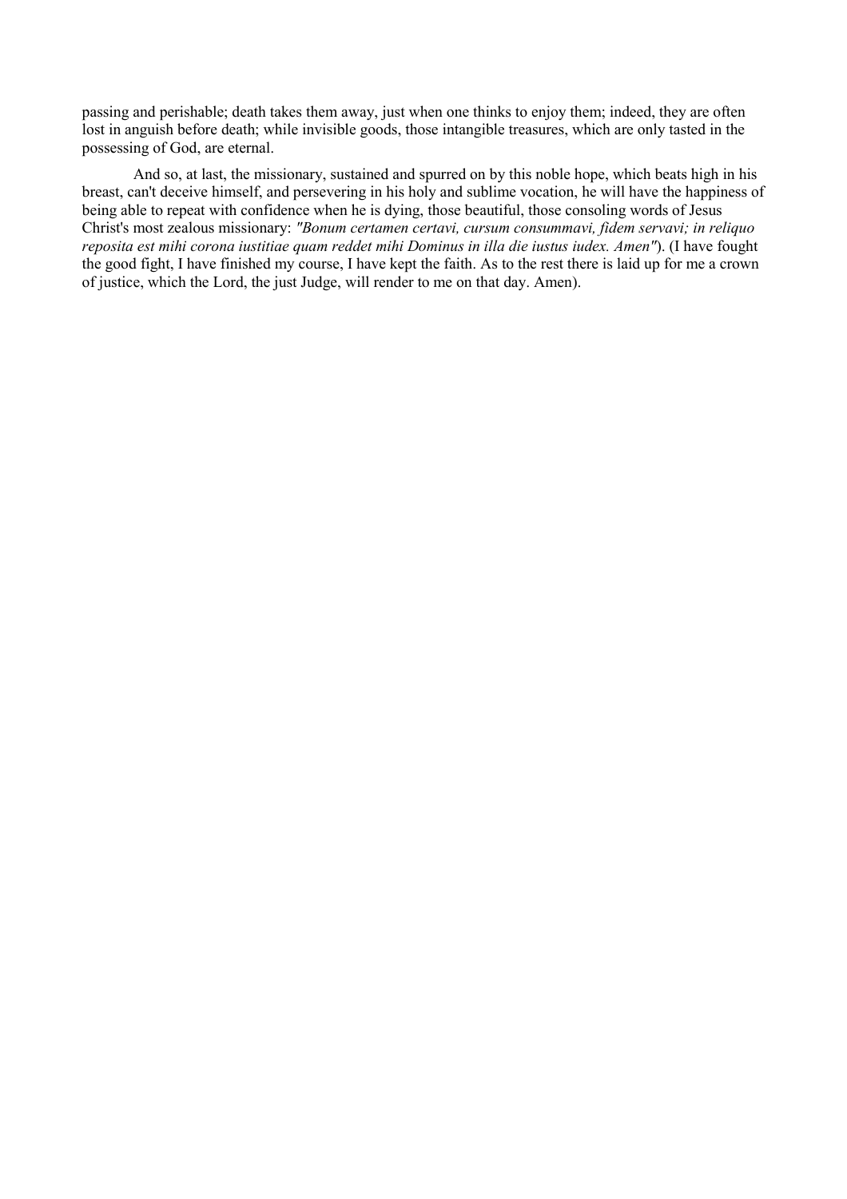passing and perishable; death takes them away, just when one thinks to enjoy them; indeed, they are often lost in anguish before death; while invisible goods, those intangible treasures, which are only tasted in the possessing of God, are eternal.

And so, at last, the missionary, sustained and spurred on by this noble hope, which beats high in his breast, can't deceive himself, and persevering in his holy and sublime vocation, he will have the happiness of being able to repeat with confidence when he is dying, those beautiful, those consoling words of Jesus Christ's most zealous missionary: *"Bonum certamen certavi, cursum consummavi, fidem servavi; in reliquo reposita est mihi corona iustitiae quam reddet mihi Dominus in illa die iustus iudex. Amen"*). (I have fought the good fight, I have finished my course, I have kept the faith. As to the rest there is laid up for me a crown of justice, which the Lord, the just Judge, will render to me on that day. Amen).